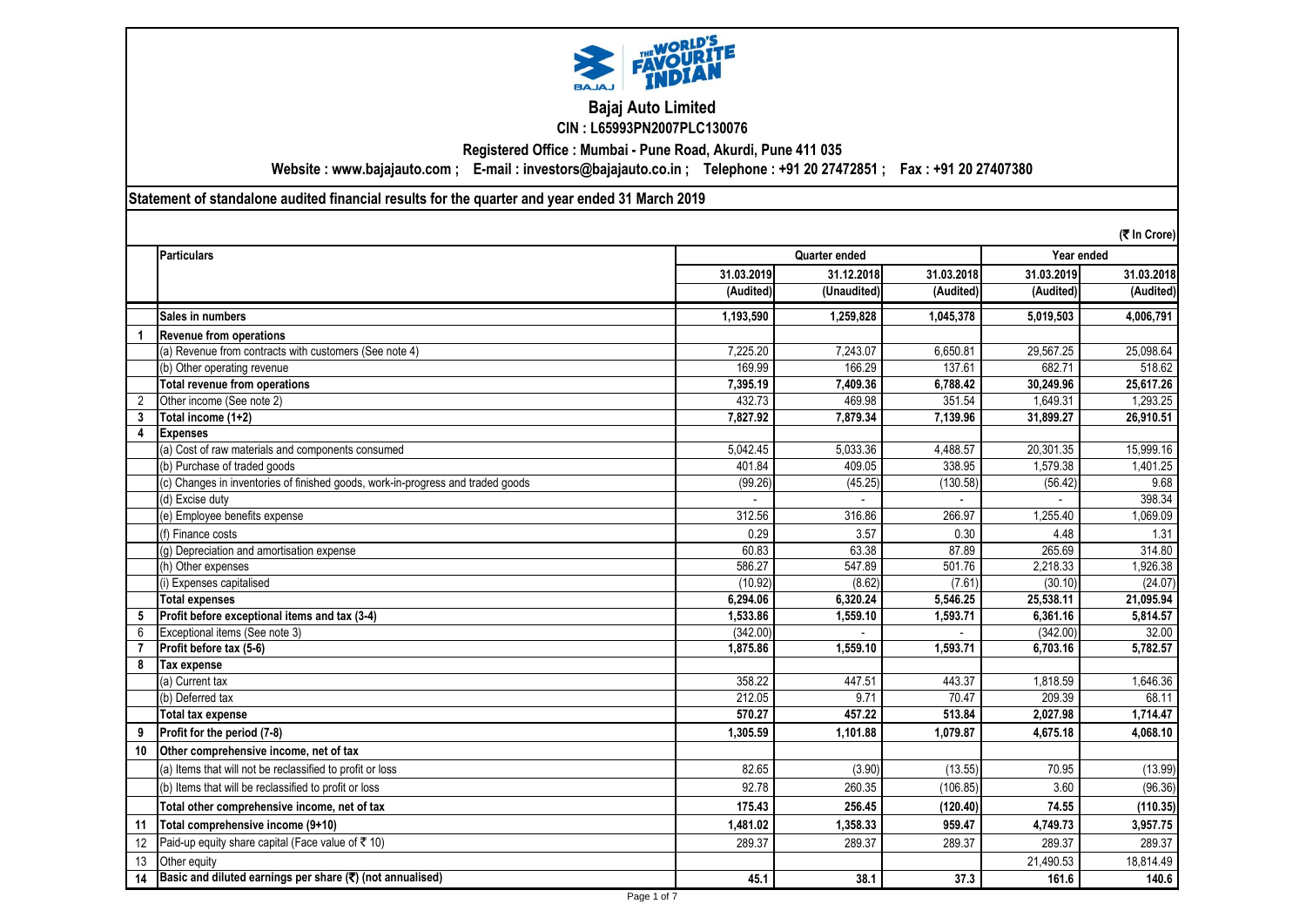# Bajaj Auto Limited

**CIN : L65993PN2007PLC130076**

**Registered Office : Mumbai - Pune Road, Akurdi, Pune 411 035**

**Website : www.bajajauto.com ; E-mail : investors@bajajauto.co.in ; Telephone : +91 20 27472851 ; Fax : +91 20 27407380**

## Statement of standalone audited financial results for the quarter and year ended 31 March 2019

(₹ In Crore)

| | Particulars | Quarter ended | | | Year ended | |
|---|---|---|---|---|---|---|
| | | 31.03.2019 | 31.12.2018 | 31.03.2018 | 31.03.2019 | 31.03.2018 |
| | | (Audited) | (Unaudited) | (Audited) | (Audited) | (Audited) |
| | **Sales in numbers** | **1,193,590** | **1,259,828** | **1,045,378** | **5,019,503** | **4,006,791** |
| **1** | **Revenue from operations** | | | | | |
| | (a) Revenue from contracts with customers (See note 4) | 7,225.20 | 7,243.07 | 6,650.81 | 29,567.25 | 25,098.64 |
| | (b) Other operating revenue | 169.99 | 166.29 | 137.61 | 682.71 | 518.62 |
| | **Total revenue from operations** | **7,395.19** | **7,409.36** | **6,788.42** | **30,249.96** | **25,617.26** |
| 2 | Other income (See note 2) | 432.73 | 469.98 | 351.54 | 1,649.31 | 1,293.25 |
| **3** | **Total income (1+2)** | **7,827.92** | **7,879.34** | **7,139.96** | **31,899.27** | **26,910.51** |
| **4** | **Expenses** | | | | | |
| | (a) Cost of raw materials and components consumed | 5,042.45 | 5,033.36 | 4,488.57 | 20,301.35 | 15,999.16 |
| | (b) Purchase of traded goods | 401.84 | 409.05 | 338.95 | 1,579.38 | 1,401.25 |
| | (c) Changes in inventories of finished goods, work-in-progress and traded goods | (99.26) | (45.25) | (130.58) | (56.42) | 9.68 |
| | (d) Excise duty | - | - | - | - | 398.34 |
| | (e) Employee benefits expense | 312.56 | 316.86 | 266.97 | 1,255.40 | 1,069.09 |
| | (f) Finance costs | 0.29 | 3.57 | 0.30 | 4.48 | 1.31 |
| | (g) Depreciation and amortisation expense | 60.83 | 63.38 | 87.89 | 265.69 | 314.80 |
| | (h) Other expenses | 586.27 | 547.89 | 501.76 | 2,218.33 | 1,926.38 |
| | (i) Expenses capitalised | (10.92) | (8.62) | (7.61) | (30.10) | (24.07) |
| | **Total expenses** | **6,294.06** | **6,320.24** | **5,546.25** | **25,538.11** | **21,095.94** |
| **5** | **Profit before exceptional items and tax (3-4)** | **1,533.86** | **1,559.10** | **1,593.71** | **6,361.16** | **5,814.57** |
| 6 | Exceptional items (See note 3) | (342.00) | - | - | (342.00) | 32.00 |
| **7** | **Profit before tax (5-6)** | **1,875.86** | **1,559.10** | **1,593.71** | **6,703.16** | **5,782.57** |
| **8** | **Tax expense** | | | | | |
| | (a) Current tax | 358.22 | 447.51 | 443.37 | 1,818.59 | 1,646.36 |
| | (b) Deferred tax | 212.05 | 9.71 | 70.47 | 209.39 | 68.11 |
| | **Total tax expense** | **570.27** | **457.22** | **513.84** | **2,027.98** | **1,714.47** |
| **9** | **Profit for the period (7-8)** | **1,305.59** | **1,101.88** | **1,079.87** | **4,675.18** | **4,068.10** |
| **10** | **Other comprehensive income, net of tax** | | | | | |
| | (a) Items that will not be reclassified to profit or loss | 82.65 | (3.90) | (13.55) | 70.95 | (13.99) |
| | (b) Items that will be reclassified to profit or loss | 92.78 | 260.35 | (106.85) | 3.60 | (96.36) |
| | **Total other comprehensive income, net of tax** | **175.43** | **256.45** | **(120.40)** | **74.55** | **(110.35)** |
| **11** | **Total comprehensive income (9+10)** | **1,481.02** | **1,358.33** | **959.47** | **4,749.73** | **3,957.75** |
| 12 | Paid-up equity share capital (Face value of ₹ 10) | 289.37 | 289.37 | 289.37 | 289.37 | 289.37 |
| 13 | Other equity | | | | 21,490.53 | 18,814.49 |
| **14** | **Basic and diluted earnings per share (₹) (not annualised)** | **45.1** | **38.1** | **37.3** | **161.6** | **140.6** |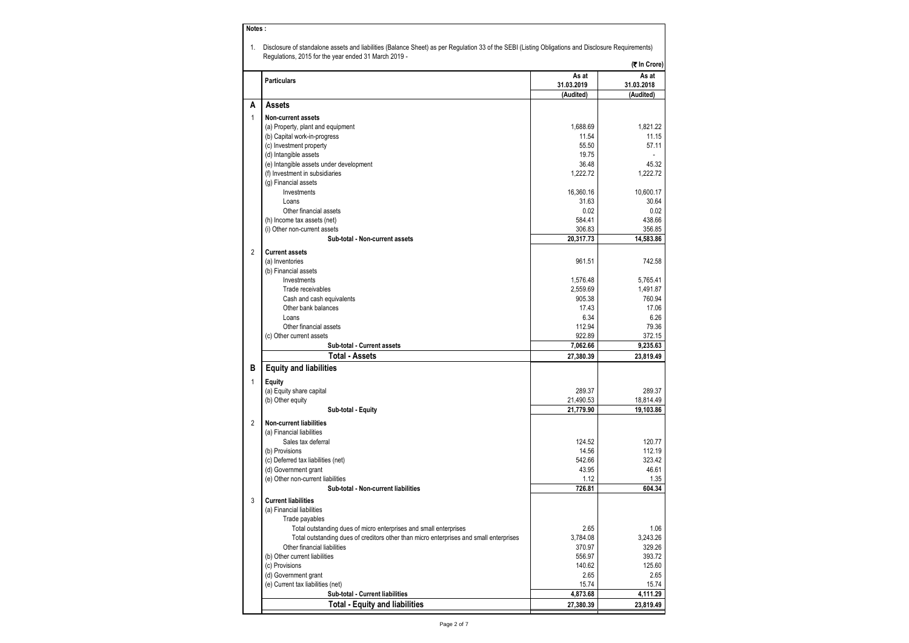**Notes :**

1. Disclosure of standalone assets and liabilities (Balance Sheet) as per Regulation 33 of the SEBI (Listing Obligations and Disclosure Requirements) Regulations, 2015 for the year ended 31 March 2019 -

(₹ In Crore)

| | Particulars | As at 31.03.2019 (Audited) | As at 31.03.2018 (Audited) |
|---|---|---|---|
| **A** | **Assets** | | |
| 1 | **Non-current assets** | | |
| | (a) Property, plant and equipment | 1,688.69 | 1,821.22 |
| | (b) Capital work-in-progress | 11.54 | 11.15 |
| | (c) Investment property | 55.50 | 57.11 |
| | (d) Intangible assets | 19.75 | - |
| | (e) Intangible assets under development | 36.48 | 45.32 |
| | (f) Investment in subsidiaries | 1,222.72 | 1,222.72 |
| | (g) Financial assets | | |
| | Investments | 16,360.16 | 10,600.17 |
| | Loans | 31.63 | 30.64 |
| | Other financial assets | 0.02 | 0.02 |
| | (h) Income tax assets (net) | 584.41 | 438.66 |
| | (i) Other non-current assets | 306.83 | 356.85 |
| | **Sub-total - Non-current assets** | **20,317.73** | **14,583.86** |
| 2 | **Current assets** | | |
| | (a) Inventories | 961.51 | 742.58 |
| | (b) Financial assets | | |
| | Investments | 1,576.48 | 5,765.41 |
| | Trade receivables | 2,559.69 | 1,491.87 |
| | Cash and cash equivalents | 905.38 | 760.94 |
| | Other bank balances | 17.43 | 17.06 |
| | Loans | 6.34 | 6.26 |
| | Other financial assets | 112.94 | 79.36 |
| | (c) Other current assets | 922.89 | 372.15 |
| | **Sub-total - Current assets** | **7,062.66** | **9,235.63** |
| | **Total - Assets** | **27,380.39** | **23,819.49** |
| **B** | **Equity and liabilities** | | |
| 1 | **Equity** | | |
| | (a) Equity share capital | 289.37 | 289.37 |
| | (b) Other equity | 21,490.53 | 18,814.49 |
| | **Sub-total - Equity** | **21,779.90** | **19,103.86** |
| 2 | **Non-current liabilities** | | |
| | (a) Financial liabilities | | |
| | Sales tax deferral | 124.52 | 120.77 |
| | (b) Provisions | 14.56 | 112.19 |
| | (c) Deferred tax liabilities (net) | 542.66 | 323.42 |
| | (d) Government grant | 43.95 | 46.61 |
| | (e) Other non-current liabilities | 1.12 | 1.35 |
| | **Sub-total - Non-current liabilities** | **726.81** | **604.34** |
| 3 | **Current liabilities** | | |
| | (a) Financial liabilities | | |
| | Trade payables | | |
| | Total outstanding dues of micro enterprises and small enterprises | 2.65 | 1.06 |
| | Total outstanding dues of creditors other than micro enterprises and small enterprises | 3,784.08 | 3,243.26 |
| | Other financial liabilities | 370.97 | 329.26 |
| | (b) Other current liabilities | 556.97 | 393.72 |
| | (c) Provisions | 140.62 | 125.60 |
| | (d) Government grant | 2.65 | 2.65 |
| | (e) Current tax liabilities (net) | 15.74 | 15.74 |
| | **Sub-total - Current liabilities** | **4,873.68** | **4,111.29** |
| | **Total - Equity and liabilities** | **27,380.39** | **23,819.49** |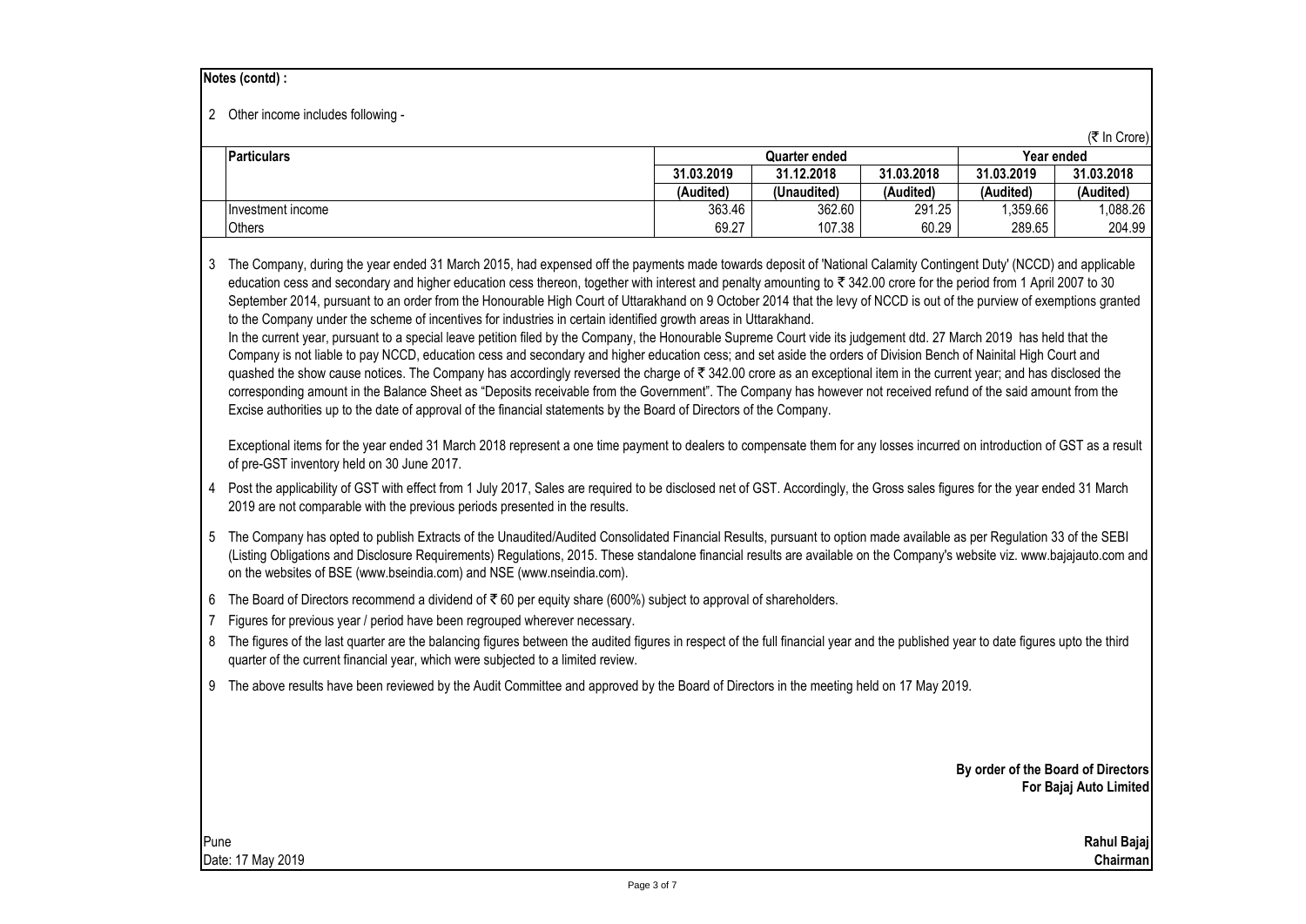**Notes (contd) :**

2 Other income includes following -

(₹ In Crore)

| Particulars | Quarter ended | | | Year ended | |
|---|---|---|---|---|---|
| | 31.03.2019 | 31.12.2018 | 31.03.2018 | 31.03.2019 | 31.03.2018 |
| | (Audited) | (Unaudited) | (Audited) | (Audited) | (Audited) |
| Investment income | 363.46 | 362.60 | 291.25 | 1,359.66 | 1,088.26 |
| Others | 69.27 | 107.38 | 60.29 | 289.65 | 204.99 |

3 The Company, during the year ended 31 March 2015, had expensed off the payments made towards deposit of 'National Calamity Contingent Duty' (NCCD) and applicable education cess and secondary and higher education cess thereon, together with interest and penalty amounting to ₹ 342.00 crore for the period from 1 April 2007 to 30 September 2014, pursuant to an order from the Honourable High Court of Uttarakhand on 9 October 2014 that the levy of NCCD is out of the purview of exemptions granted to the Company under the scheme of incentives for industries in certain identified growth areas in Uttarakhand.
In the current year, pursuant to a special leave petition filed by the Company, the Honourable Supreme Court vide its judgement dtd. 27 March 2019 has held that the Company is not liable to pay NCCD, education cess and secondary and higher education cess; and set aside the orders of Division Bench of Nainital High Court and quashed the show cause notices. The Company has accordingly reversed the charge of ₹ 342.00 crore as an exceptional item in the current year; and has disclosed the corresponding amount in the Balance Sheet as "Deposits receivable from the Government". The Company has however not received refund of the said amount from the Excise authorities up to the date of approval of the financial statements by the Board of Directors of the Company.

Exceptional items for the year ended 31 March 2018 represent a one time payment to dealers to compensate them for any losses incurred on introduction of GST as a result of pre-GST inventory held on 30 June 2017.

4 Post the applicability of GST with effect from 1 July 2017, Sales are required to be disclosed net of GST. Accordingly, the Gross sales figures for the year ended 31 March 2019 are not comparable with the previous periods presented in the results.

5 The Company has opted to publish Extracts of the Unaudited/Audited Consolidated Financial Results, pursuant to option made available as per Regulation 33 of the SEBI (Listing Obligations and Disclosure Requirements) Regulations, 2015. These standalone financial results are available on the Company's website viz. www.bajajauto.com and on the websites of BSE (www.bseindia.com) and NSE (www.nseindia.com).

6 The Board of Directors recommend a dividend of ₹ 60 per equity share (600%) subject to approval of shareholders.

7 Figures for previous year / period have been regrouped wherever necessary.

8 The figures of the last quarter are the balancing figures between the audited figures in respect of the full financial year and the published year to date figures upto the third quarter of the current financial year, which were subjected to a limited review.

9 The above results have been reviewed by the Audit Committee and approved by the Board of Directors in the meeting held on 17 May 2019.

**By order of the Board of Directors**
**For Bajaj Auto Limited**

Pune
Date: 17 May 2019

**Rahul Bajaj**
**Chairman**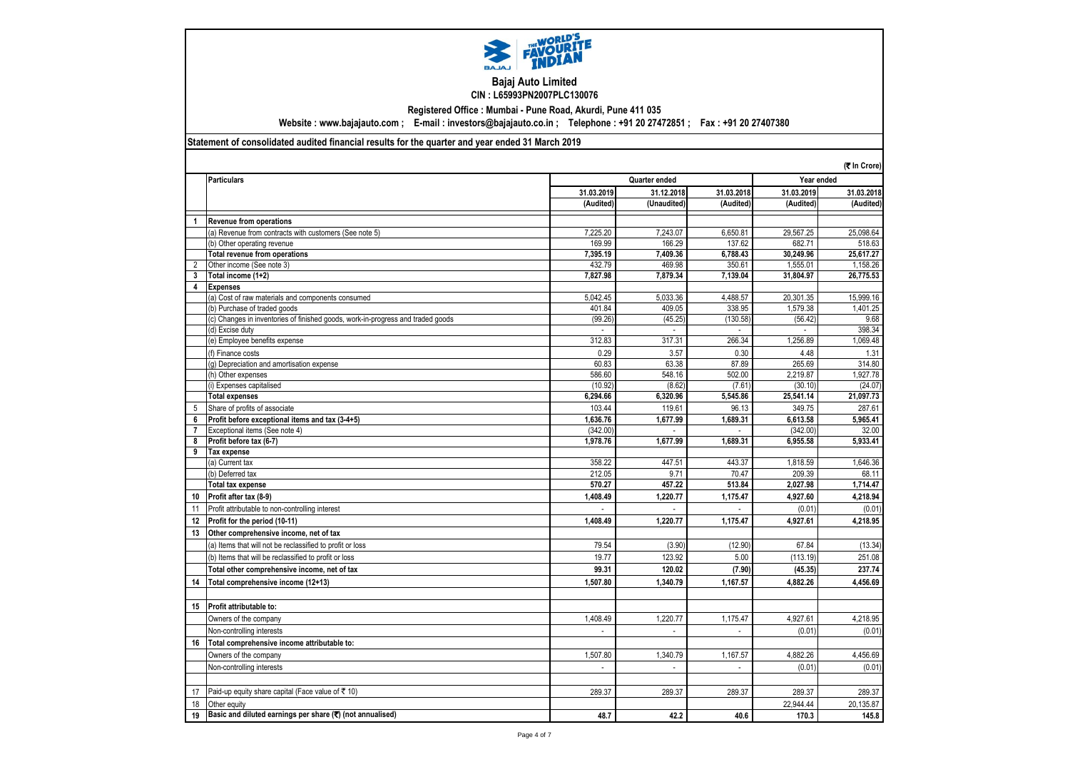# Bajaj Auto Limited

**CIN : L65993PN2007PLC130076**

**Registered Office : Mumbai - Pune Road, Akurdi, Pune 411 035**

**Website : www.bajajauto.com ; E-mail : investors@bajajauto.co.in ; Telephone : +91 20 27472851 ; Fax : +91 20 27407380**

**Statement of consolidated audited financial results for the quarter and year ended 31 March 2019**

**(₹ In Crore)**

| | Particulars | Quarter ended | | | Year ended | |
|---|---|---|---|---|---|---|
| | | 31.03.2019 | 31.12.2018 | 31.03.2018 | 31.03.2019 | 31.03.2018 |
| | | (Audited) | (Unaudited) | (Audited) | (Audited) | (Audited) |
| 1 | **Revenue from operations** | | | | | |
| | (a) Revenue from contracts with customers (See note 5) | 7,225.20 | 7,243.07 | 6,650.81 | 29,567.25 | 25,098.64 |
| | (b) Other operating revenue | 169.99 | 166.29 | 137.62 | 682.71 | 518.63 |
| | **Total revenue from operations** | **7,395.19** | **7,409.36** | **6,788.43** | **30,249.96** | **25,617.27** |
| 2 | Other income (See note 3) | 432.79 | 469.98 | 350.61 | 1,555.01 | 1,158.26 |
| 3 | **Total income (1+2)** | **7,827.98** | **7,879.34** | **7,139.04** | **31,804.97** | **26,775.53** |
| 4 | **Expenses** | | | | | |
| | (a) Cost of raw materials and components consumed | 5,042.45 | 5,033.36 | 4,488.57 | 20,301.35 | 15,999.16 |
| | (b) Purchase of traded goods | 401.84 | 409.05 | 338.95 | 1,579.38 | 1,401.25 |
| | (c) Changes in inventories of finished goods, work-in-progress and traded goods | (99.26) | (45.25) | (130.58) | (56.42) | 9.68 |
| | (d) Excise duty | - | - | - | - | 398.34 |
| | (e) Employee benefits expense | 312.83 | 317.31 | 266.34 | 1,256.89 | 1,069.48 |
| | (f) Finance costs | 0.29 | 3.57 | 0.30 | 4.48 | 1.31 |
| | (g) Depreciation and amortisation expense | 60.83 | 63.38 | 87.89 | 265.69 | 314.80 |
| | (h) Other expenses | 586.60 | 548.16 | 502.00 | 2,219.87 | 1,927.78 |
| | (i) Expenses capitalised | (10.92) | (8.62) | (7.61) | (30.10) | (24.07) |
| | **Total expenses** | **6,294.66** | **6,320.96** | **5,545.86** | **25,541.14** | **21,097.73** |
| 5 | Share of profits of associate | 103.44 | 119.61 | 96.13 | 349.75 | 287.61 |
| 6 | **Profit before exceptional items and tax (3-4+5)** | **1,636.76** | **1,677.99** | **1,689.31** | **6,613.58** | **5,965.41** |
| 7 | Exceptional items (See note 4) | (342.00) | - | - | (342.00) | 32.00 |
| 8 | **Profit before tax (6-7)** | **1,978.76** | **1,677.99** | **1,689.31** | **6,955.58** | **5,933.41** |
| 9 | **Tax expense** | | | | | |
| | (a) Current tax | 358.22 | 447.51 | 443.37 | 1,818.59 | 1,646.36 |
| | (b) Deferred tax | 212.05 | 9.71 | 70.47 | 209.39 | 68.11 |
| | **Total tax expense** | **570.27** | **457.22** | **513.84** | **2,027.98** | **1,714.47** |
| 10 | **Profit after tax (8-9)** | **1,408.49** | **1,220.77** | **1,175.47** | **4,927.60** | **4,218.94** |
| 11 | Profit attributable to non-controlling interest | - | - | - | (0.01) | (0.01) |
| 12 | **Profit for the period (10-11)** | **1,408.49** | **1,220.77** | **1,175.47** | **4,927.61** | **4,218.95** |
| 13 | **Other comprehensive income, net of tax** | | | | | |
| | (a) Items that will not be reclassified to profit or loss | 79.54 | (3.90) | (12.90) | 67.84 | (13.34) |
| | (b) Items that will be reclassified to profit or loss | 19.77 | 123.92 | 5.00 | (113.19) | 251.08 |
| | **Total other comprehensive income, net of tax** | **99.31** | **120.02** | **(7.90)** | **(45.35)** | **237.74** |
| 14 | **Total comprehensive income (12+13)** | **1,507.80** | **1,340.79** | **1,167.57** | **4,882.26** | **4,456.69** |
| | | | | | | |
| 15 | **Profit attributable to:** | | | | | |
| | Owners of the company | 1,408.49 | 1,220.77 | 1,175.47 | 4,927.61 | 4,218.95 |
| | Non-controlling interests | - | - | - | (0.01) | (0.01) |
| 16 | **Total comprehensive income attributable to:** | | | | | |
| | Owners of the company | 1,507.80 | 1,340.79 | 1,167.57 | 4,882.26 | 4,456.69 |
| | Non-controlling interests | - | - | - | (0.01) | (0.01) |
| | | | | | | |
| 17 | Paid-up equity share capital (Face value of ₹ 10) | 289.37 | 289.37 | 289.37 | 289.37 | 289.37 |
| 18 | Other equity | | | | 22,944.44 | 20,135.87 |
| 19 | **Basic and diluted earnings per share (₹) (not annualised)** | **48.7** | **42.2** | **40.6** | **170.3** | **145.8** |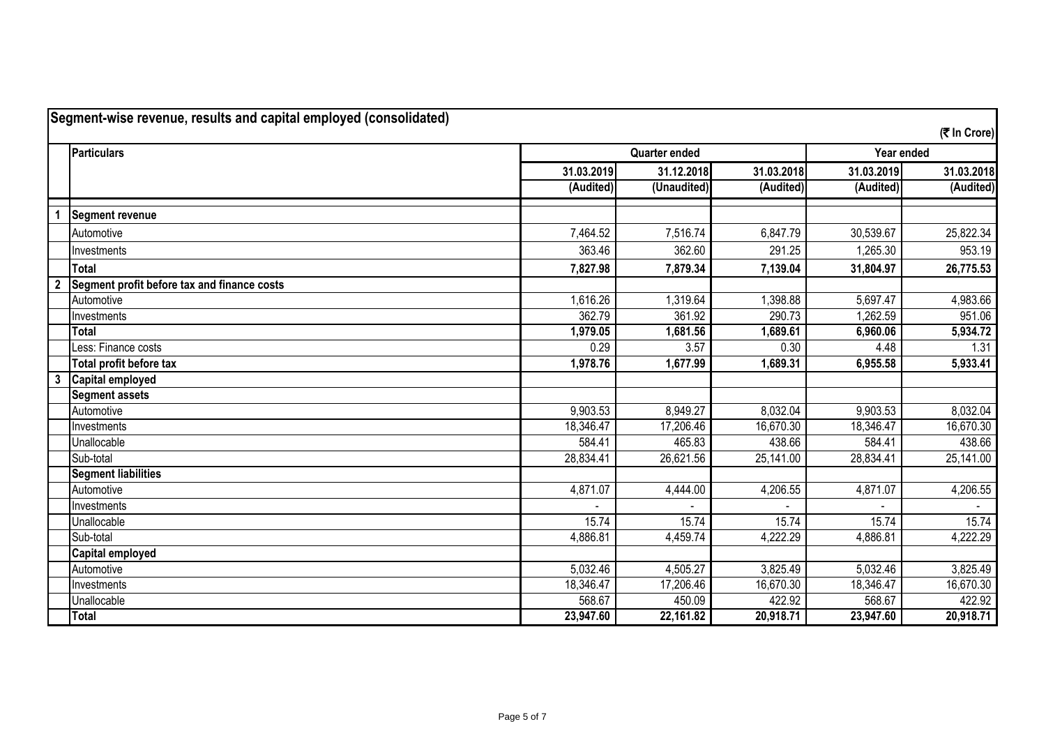## Segment-wise revenue, results and capital employed (consolidated)

(₹ In Crore)

| | Particulars | Quarter ended | | | Year ended | |
|---|---|---|---|---|---|---|
| | | 31.03.2019 | 31.12.2018 | 31.03.2018 | 31.03.2019 | 31.03.2018 |
| | | (Audited) | (Unaudited) | (Audited) | (Audited) | (Audited) |
| 1 | **Segment revenue** | | | | | |
| | Automotive | 7,464.52 | 7,516.74 | 6,847.79 | 30,539.67 | 25,822.34 |
| | Investments | 363.46 | 362.60 | 291.25 | 1,265.30 | 953.19 |
| | **Total** | **7,827.98** | **7,879.34** | **7,139.04** | **31,804.97** | **26,775.53** |
| 2 | **Segment profit before tax and finance costs** | | | | | |
| | Automotive | 1,616.26 | 1,319.64 | 1,398.88 | 5,697.47 | 4,983.66 |
| | Investments | 362.79 | 361.92 | 290.73 | 1,262.59 | 951.06 |
| | **Total** | **1,979.05** | **1,681.56** | **1,689.61** | **6,960.06** | **5,934.72** |
| | Less: Finance costs | 0.29 | 3.57 | 0.30 | 4.48 | 1.31 |
| | **Total profit before tax** | **1,978.76** | **1,677.99** | **1,689.31** | **6,955.58** | **5,933.41** |
| 3 | **Capital employed** | | | | | |
| | **Segment assets** | | | | | |
| | Automotive | 9,903.53 | 8,949.27 | 8,032.04 | 9,903.53 | 8,032.04 |
| | Investments | 18,346.47 | 17,206.46 | 16,670.30 | 18,346.47 | 16,670.30 |
| | Unallocable | 584.41 | 465.83 | 438.66 | 584.41 | 438.66 |
| | Sub-total | 28,834.41 | 26,621.56 | 25,141.00 | 28,834.41 | 25,141.00 |
| | **Segment liabilities** | | | | | |
| | Automotive | 4,871.07 | 4,444.00 | 4,206.55 | 4,871.07 | 4,206.55 |
| | Investments | - | - | - | - | - |
| | Unallocable | 15.74 | 15.74 | 15.74 | 15.74 | 15.74 |
| | Sub-total | 4,886.81 | 4,459.74 | 4,222.29 | 4,886.81 | 4,222.29 |
| | **Capital employed** | | | | | |
| | Automotive | 5,032.46 | 4,505.27 | 3,825.49 | 5,032.46 | 3,825.49 |
| | Investments | 18,346.47 | 17,206.46 | 16,670.30 | 18,346.47 | 16,670.30 |
| | Unallocable | 568.67 | 450.09 | 422.92 | 568.67 | 422.92 |
| | **Total** | **23,947.60** | **22,161.82** | **20,918.71** | **23,947.60** | **20,918.71** |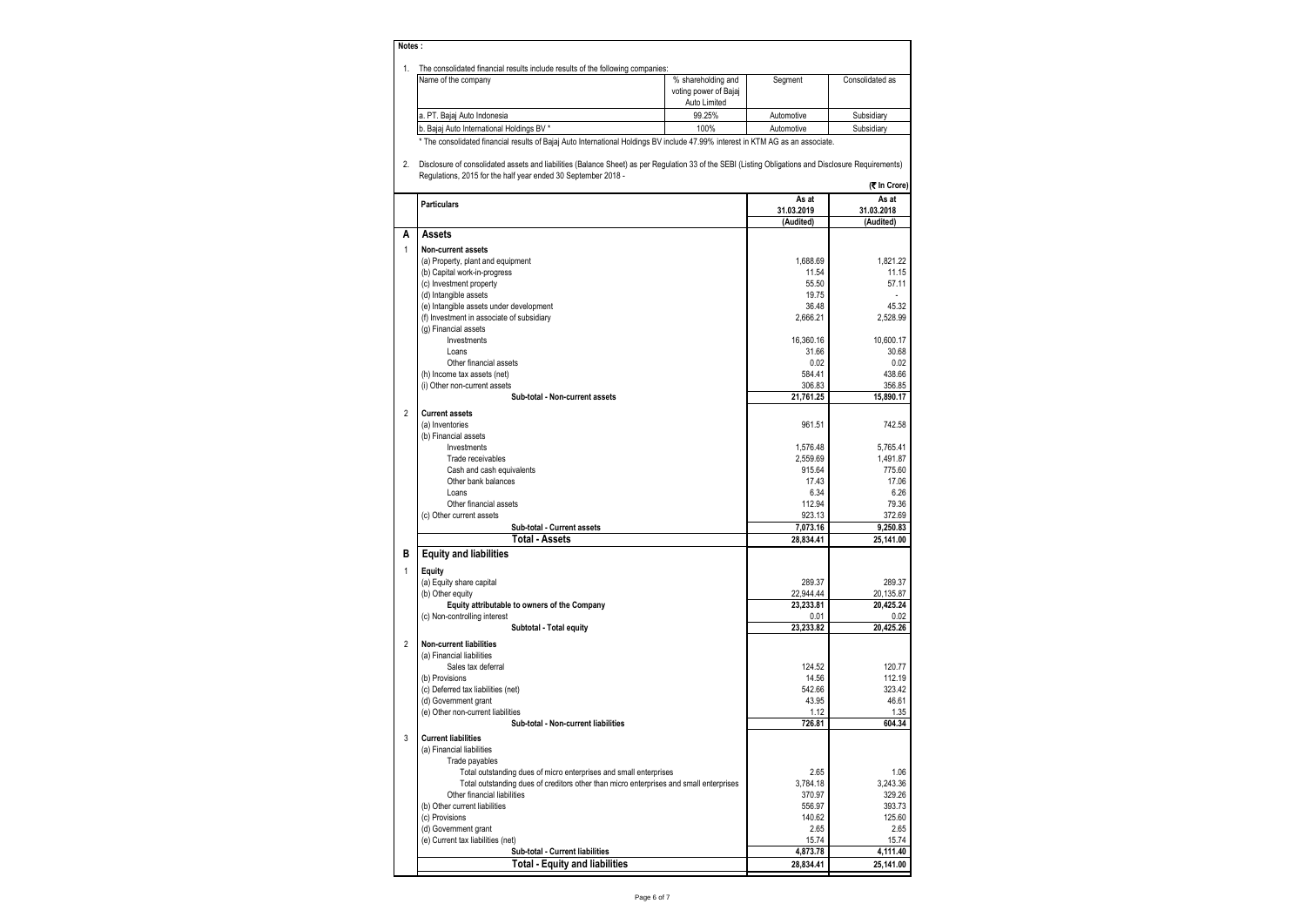**Notes :**

1. The consolidated financial results include results of the following companies:

| Name of the company | % shareholding and voting power of Bajaj Auto Limited | Segment | Consolidated as |
|---|---|---|---|
| a. PT. Bajaj Auto Indonesia | 99.25% | Automotive | Subsidiary |
| b. Bajaj Auto International Holdings BV * | 100% | Automotive | Subsidiary |

\* The consolidated financial results of Bajaj Auto International Holdings BV include 47.99% interest in KTM AG as an associate.

2. Disclosure of consolidated assets and liabilities (Balance Sheet) as per Regulation 33 of the SEBI (Listing Obligations and Disclosure Requirements) Regulations, 2015 for the half year ended 30 September 2018 -

(₹ In Crore)

| | Particulars | As at 31.03.2019 (Audited) | As at 31.03.2018 (Audited) |
|---|---|---|---|
| **A** | **Assets** | | |
| 1 | **Non-current assets** | | |
| | (a) Property, plant and equipment | 1,688.69 | 1,821.22 |
| | (b) Capital work-in-progress | 11.54 | 11.15 |
| | (c) Investment property | 55.50 | 57.11 |
| | (d) Intangible assets | 19.75 | - |
| | (e) Intangible assets under development | 36.48 | 45.32 |
| | (f) Investment in associate of subsidiary | 2,666.21 | 2,528.99 |
| | (g) Financial assets | | |
| | Investments | 16,360.16 | 10,600.17 |
| | Loans | 31.66 | 30.68 |
| | Other financial assets | 0.02 | 0.02 |
| | (h) Income tax assets (net) | 584.41 | 438.66 |
| | (i) Other non-current assets | 306.83 | 356.85 |
| | **Sub-total - Non-current assets** | **21,761.25** | **15,890.17** |
| 2 | **Current assets** | | |
| | (a) Inventories | 961.51 | 742.58 |
| | (b) Financial assets | | |
| | Investments | 1,576.48 | 5,765.41 |
| | Trade receivables | 2,559.69 | 1,491.87 |
| | Cash and cash equivalents | 915.64 | 775.60 |
| | Other bank balances | 17.43 | 17.06 |
| | Loans | 6.34 | 6.26 |
| | Other financial assets | 112.94 | 79.36 |
| | (c) Other current assets | 923.13 | 372.69 |
| | **Sub-total - Current assets** | **7,073.16** | **9,250.83** |
| | **Total - Assets** | **28,834.41** | **25,141.00** |
| **B** | **Equity and liabilities** | | |
| 1 | **Equity** | | |
| | (a) Equity share capital | 289.37 | 289.37 |
| | (b) Other equity | 22,944.44 | 20,135.87 |
| | **Equity attributable to owners of the Company** | **23,233.81** | **20,425.24** |
| | (c) Non-controlling interest | 0.01 | 0.02 |
| | **Subtotal - Total equity** | **23,233.82** | **20,425.26** |
| 2 | **Non-current liabilities** | | |
| | (a) Financial liabilities | | |
| | Sales tax deferral | 124.52 | 120.77 |
| | (b) Provisions | 14.56 | 112.19 |
| | (c) Deferred tax liabilities (net) | 542.66 | 323.42 |
| | (d) Government grant | 43.95 | 46.61 |
| | (e) Other non-current liabilities | 1.12 | 1.35 |
| | **Sub-total - Non-current liabilities** | **726.81** | **604.34** |
| 3 | **Current liabilities** | | |
| | (a) Financial liabilities | | |
| | Trade payables | | |
| | Total outstanding dues of micro enterprises and small enterprises | 2.65 | 1.06 |
| | Total outstanding dues of creditors other than micro enterprises and small enterprises | 3,784.18 | 3,243.36 |
| | Other financial liabilities | 370.97 | 329.26 |
| | (b) Other current liabilities | 556.97 | 393.73 |
| | (c) Provisions | 140.62 | 125.60 |
| | (d) Government grant | 2.65 | 2.65 |
| | (e) Current tax liabilities (net) | 15.74 | 15.74 |
| | **Sub-total - Current liabilities** | **4,873.78** | **4,111.40** |
| | **Total - Equity and liabilities** | **28,834.41** | **25,141.00** |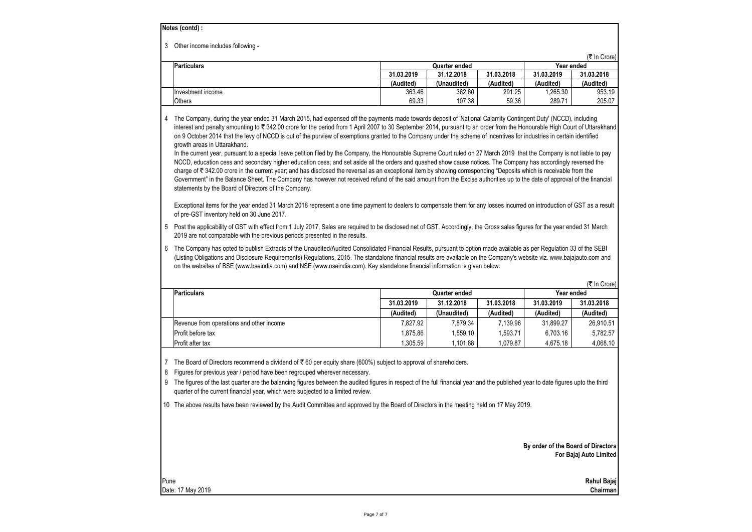**Notes (contd) :**

3 Other income includes following -

(₹ In Crore)

| Particulars | Quarter ended | | | Year ended | |
|---|---|---|---|---|---|
| | 31.03.2019 | 31.12.2018 | 31.03.2018 | 31.03.2019 | 31.03.2018 |
| | (Audited) | (Unaudited) | (Audited) | (Audited) | (Audited) |
| Investment income | 363.46 | 362.60 | 291.25 | 1,265.30 | 953.19 |
| Others | 69.33 | 107.38 | 59.36 | 289.71 | 205.07 |

4 The Company, during the year ended 31 March 2015, had expensed off the payments made towards deposit of 'National Calamity Contingent Duty' (NCCD), including interest and penalty amounting to ₹ 342.00 crore for the period from 1 April 2007 to 30 September 2014, pursuant to an order from the Honourable High Court of Uttarakhand on 9 October 2014 that the levy of NCCD is out of the purview of exemptions granted to the Company under the scheme of incentives for industries in certain identified growth areas in Uttarakhand.

In the current year, pursuant to a special leave petition filed by the Company, the Honourable Supreme Court ruled on 27 March 2019 that the Company is not liable to pay NCCD, education cess and secondary higher education cess; and set aside all the orders and quashed show cause notices. The Company has accordingly reversed the charge of ₹ 342.00 crore in the current year; and has disclosed the reversal as an exceptional item by showing corresponding "Deposits which is receivable from the Government" in the Balance Sheet. The Company has however not received refund of the said amount from the Excise authorities up to the date of approval of the financial statements by the Board of Directors of the Company.

Exceptional items for the year ended 31 March 2018 represent a one time payment to dealers to compensate them for any losses incurred on introduction of GST as a result of pre-GST inventory held on 30 June 2017.

5 Post the applicability of GST with effect from 1 July 2017, Sales are required to be disclosed net of GST. Accordingly, the Gross sales figures for the year ended 31 March 2019 are not comparable with the previous periods presented in the results.

6 The Company has opted to publish Extracts of the Unaudited/Audited Consolidated Financial Results, pursuant to option made available as per Regulation 33 of the SEBI (Listing Obligations and Disclosure Requirements) Regulations, 2015. The standalone financial results are available on the Company's website viz. www.bajajauto.com and on the websites of BSE (www.bseindia.com) and NSE (www.nseindia.com). Key standalone financial information is given below:

(₹ In Crore)

| Particulars | Quarter ended | | | Year ended | |
|---|---|---|---|---|---|
| | 31.03.2019 | 31.12.2018 | 31.03.2018 | 31.03.2019 | 31.03.2018 |
| | (Audited) | (Unaudited) | (Audited) | (Audited) | (Audited) |
| Revenue from operations and other income | 7,827.92 | 7,879.34 | 7,139.96 | 31,899.27 | 26,910.51 |
| Profit before tax | 1,875.86 | 1,559.10 | 1,593.71 | 6,703.16 | 5,782.57 |
| Profit after tax | 1,305.59 | 1,101.88 | 1,079.87 | 4,675.18 | 4,068.10 |

7 The Board of Directors recommend a dividend of ₹ 60 per equity share (600%) subject to approval of shareholders.

8 Figures for previous year / period have been regrouped wherever necessary.

9 The figures of the last quarter are the balancing figures between the audited figures in respect of the full financial year and the published year to date figures upto the third quarter of the current financial year, which were subjected to a limited review.

10 The above results have been reviewed by the Audit Committee and approved by the Board of Directors in the meeting held on 17 May 2019.

**By order of the Board of Directors**
**For Bajaj Auto Limited**

Pune
Date: 17 May 2019

**Rahul Bajaj**
**Chairman**